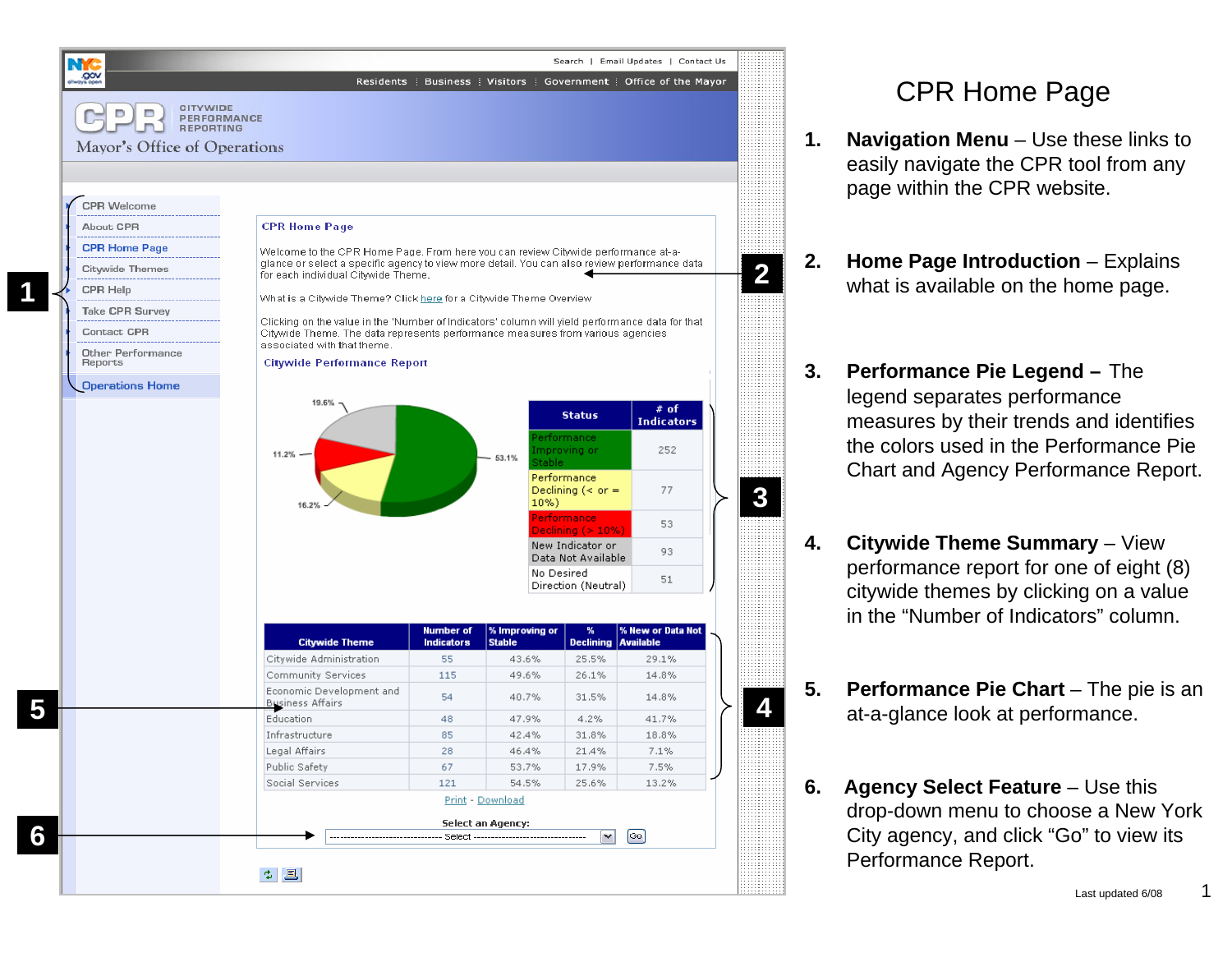Search | Email Updates | Contact Us

Residents | Business | Visitors | Government | Office of the Mayor

CPR CITYWIDE PERFORMANCE REPORTING

Mayor's Office of Operations

- CPR Welcome
- About CPR
- CPR Home Page
- Citywide Themes
- CPR Help
- Take CPR Survey
- Contact CPR
- Other Performance Reports
- Operations Home

**CPR Home Page**

Welcome to the CPR Home Page. From here you can review Citywide performance at-a-glance or select a specific agency to view more detail. You can also review performance data for each individual Citywide Theme.

What is a Citywide Theme? Click here for a Citywide Theme Overview

Clicking on the value in the 'Number of Indicators' column will yield performance data for that Citywide Theme. The data represents performance measures from various agencies associated with that theme.

**Citywide Performance Report**

19.6%

11.2%

16.2%

53.1%

| Status | # of Indicators |
|---|---|
| Performance Improving or Stable | 252 |
| Performance Declining (< or = 10%) | 77 |
| Performance Declining (> 10%) | 53 |
| New Indicator or Data Not Available | 93 |
| No Desired Direction (Neutral) | 51 |

| Citywide Theme | Number of Indicators | % Improving or Stable | % Declining | % New or Data Not Available |
|---|---|---|---|---|
| Citywide Administration | 55 | 43.6% | 25.5% | 29.1% |
| Community Services | 115 | 49.6% | 26.1% | 14.8% |
| Economic Development and Business Affairs | 54 | 40.7% | 31.5% | 14.8% |
| Education | 48 | 47.9% | 4.2% | 41.7% |
| Infrastructure | 85 | 42.4% | 31.8% | 18.8% |
| Legal Affairs | 28 | 46.4% | 21.4% | 7.1% |
| Public Safety | 67 | 53.7% | 17.9% | 7.5% |
| Social Services | 121 | 54.5% | 25.6% | 13.2% |

Print - Download

Select an Agency:

---------- Select ---------- Go

# CPR Home Page

1. **Navigation Menu** – Use these links to easily navigate the CPR tool from any page within the CPR website.
2. **Home Page Introduction** – Explains what is available on the home page.
3. **Performance Pie Legend –** The legend separates performance measures by their trends and identifies the colors used in the Performance Pie Chart and Agency Performance Report.
4. **Citywide Theme Summary** – View performance report for one of eight (8) citywide themes by clicking on a value in the "Number of Indicators" column.
5. **Performance Pie Chart** – The pie is an at-a-glance look at performance.
6. **Agency Select Feature** – Use this drop-down menu to choose a New York City agency, and click "Go" to view its Performance Report.

Last updated 6/08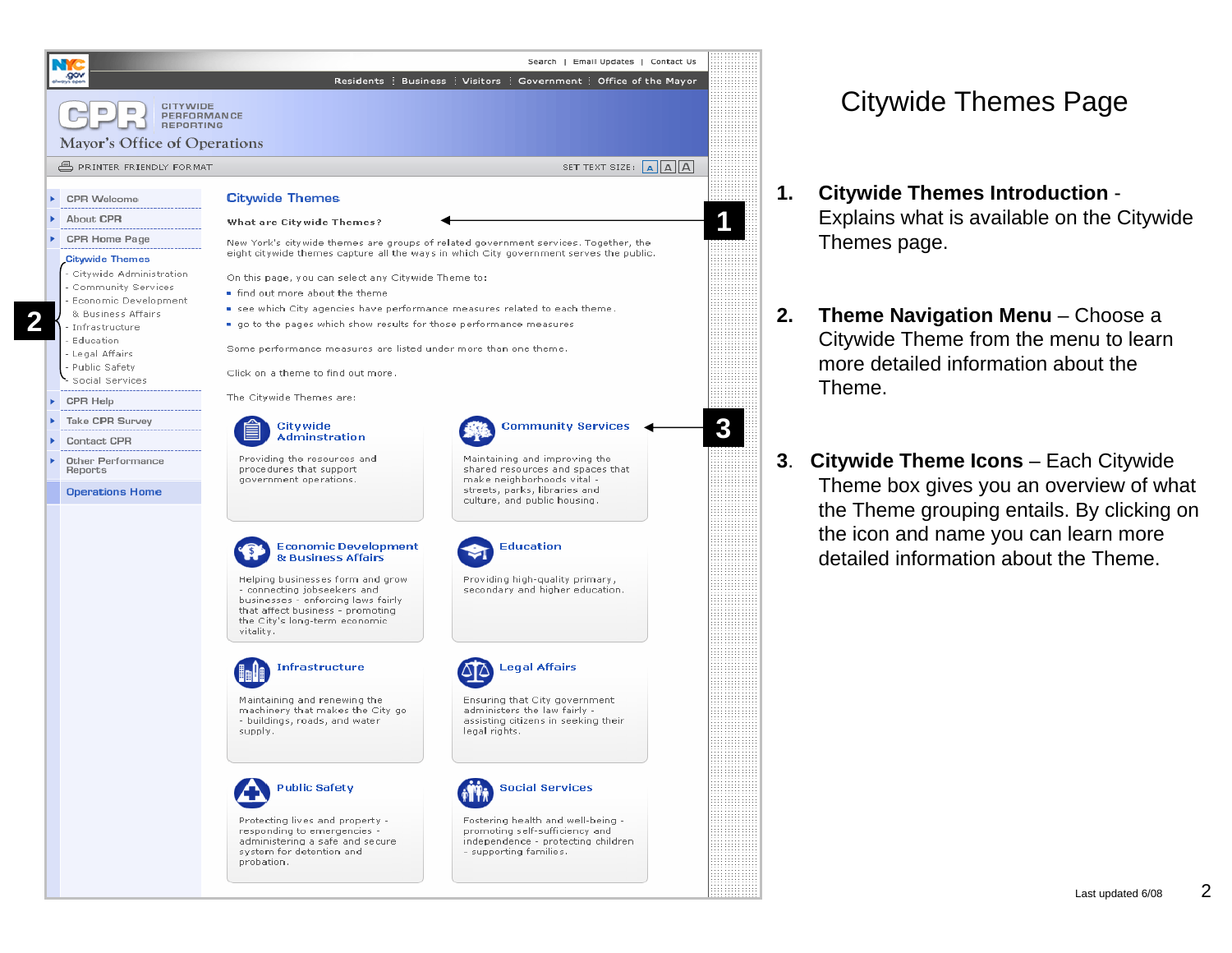# Citywide Themes Page

1. **Citywide Themes Introduction** - Explains what is available on the Citywide Themes page.

2. **Theme Navigation Menu** – Choose a Citywide Theme from the menu to learn more detailed information about the Theme.

3. **Citywide Theme Icons** – Each Citywide Theme box gives you an overview of what the Theme grouping entails. By clicking on the icon and name you can learn more detailed information about the Theme.

Search | Email Updates | Contact Us

Residents | Business | Visitors | Government | Office of the Mayor

CPR CITYWIDE PERFORMANCE REPORTING

Mayor's Office of Operations

PRINTER FRIENDLY FORMAT

SET TEXT SIZE: A A A

- CPR Welcome
- About CPR
- CPR Home Page
- Citywide Themes
  - Citywide Administration
  - Community Services
  - Economic Development & Business Affairs
  - Infrastructure
  - Education
  - Legal Affairs
  - Public Safety
  - Social Services
- CPR Help
- Take CPR Survey
- Contact CPR
- Other Performance Reports
- Operations Home

## Citywide Themes

**What are Citywide Themes?**

New York's citywide themes are groups of related government services. Together, the eight citywide themes capture all the ways in which City government serves the public.

On this page, you can select any Citywide Theme to:

- find out more about the theme
- see which City agencies have performance measures related to each theme.
- go to the pages which show results for those performance measures

Some performance measures are listed under more than one theme.

Click on a theme to find out more.

The Citywide Themes are:

**Citywide Administration**
Providing the resources and procedures that support government operations.

**Community Services**
Maintaining and improving the shared resources and spaces that make neighborhoods vital - streets, parks, libraries and culture, and public housing.

**Economic Development & Business Affairs**
Helping businesses form and grow - connecting jobseekers and businesses - enforcing laws fairly that affect business - promoting the City's long-term economic vitality.

**Education**
Providing high-quality primary, secondary and higher education.

**Infrastructure**
Maintaining and renewing the machinery that makes the City go - buildings, roads, and water supply.

**Legal Affairs**
Ensuring that City government administers the law fairly - assisting citizens in seeking their legal rights.

**Public Safety**
Protecting lives and property - responding to emergencies - administering a safe and secure system for detention and probation.

**Social Services**
Fostering health and well-being - promoting self-sufficiency and independence - protecting children - supporting families.

Last updated 6/08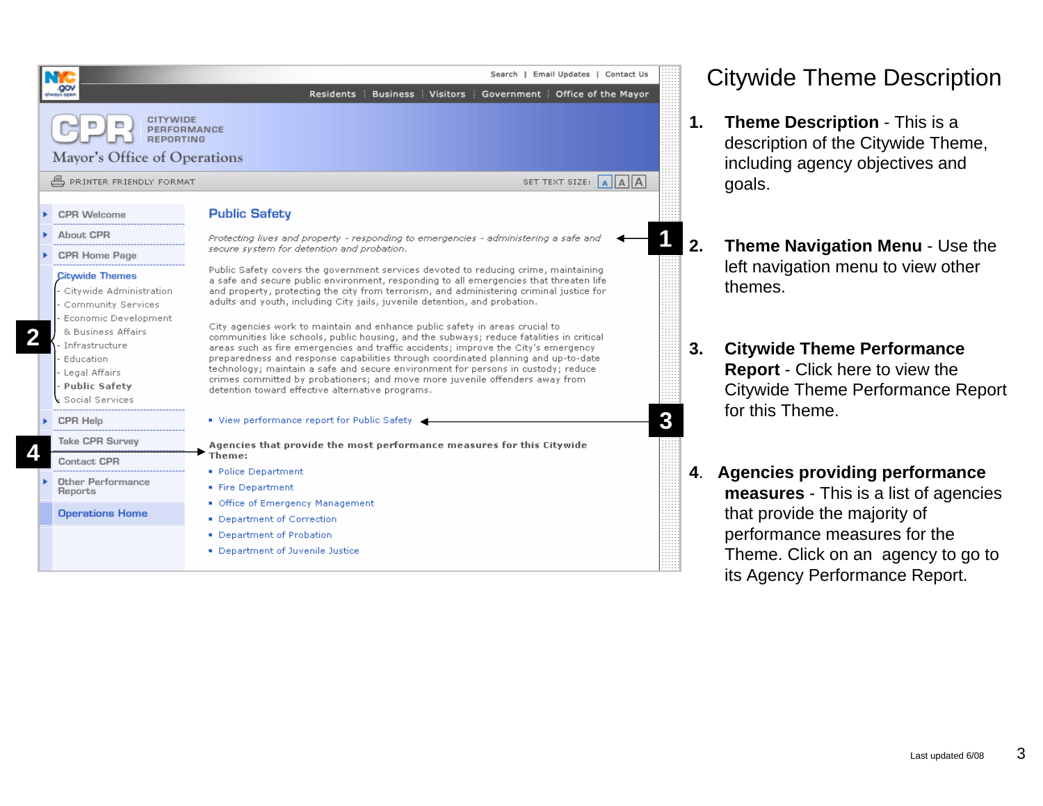Search | Email Updates | Contact Us

Residents | Business | Visitors | Government | Office of the Mayor

CPR CITYWIDE PERFORMANCE REPORTING

Mayor's Office of Operations

PRINTER FRIENDLY FORMAT

SET TEXT SIZE: A A A

- CPR Welcome
- About CPR
- CPR Home Page
- Citywide Themes
  - Citywide Administration
  - Community Services
  - Economic Development & Business Affairs
  - Infrastructure
  - Education
  - Legal Affairs
  - **Public Safety**
  - Social Services
- CPR Help
- Take CPR Survey
- Contact CPR
- Other Performance Reports
- Operations Home

## Public Safety

*Protecting lives and property - responding to emergencies - administering a safe and secure system for detention and probation.*

Public Safety covers the government services devoted to reducing crime, maintaining a safe and secure public environment, responding to all emergencies that threaten life and property, protecting the city from terrorism, and administering criminal justice for adults and youth, including City jails, juvenile detention, and probation.

City agencies work to maintain and enhance public safety in areas crucial to communities like schools, public housing, and the subways; reduce fatalities in critical areas such as fire emergencies and traffic accidents; improve the City's emergency preparedness and response capabilities through coordinated planning and up-to-date technology; maintain a safe and secure environment for persons in custody; reduce crimes committed by probationers; and move more juvenile offenders away from detention toward effective alternative programs.

- View performance report for Public Safety

**Agencies that provide the most performance measures for this Citywide Theme:**

- Police Department
- Fire Department
- Office of Emergency Management
- Department of Correction
- Department of Probation
- Department of Juvenile Justice

1

2

3

4

# Citywide Theme Description

1. **Theme Description** - This is a description of the Citywide Theme, including agency objectives and goals.

2. **Theme Navigation Menu** - Use the left navigation menu to view other themes.

3. **Citywide Theme Performance Report** - Click here to view the Citywide Theme Performance Report for this Theme.

4. **Agencies providing performance measures** - This is a list of agencies that provide the majority of performance measures for the Theme. Click on an agency to go to its Agency Performance Report.

Last updated 6/08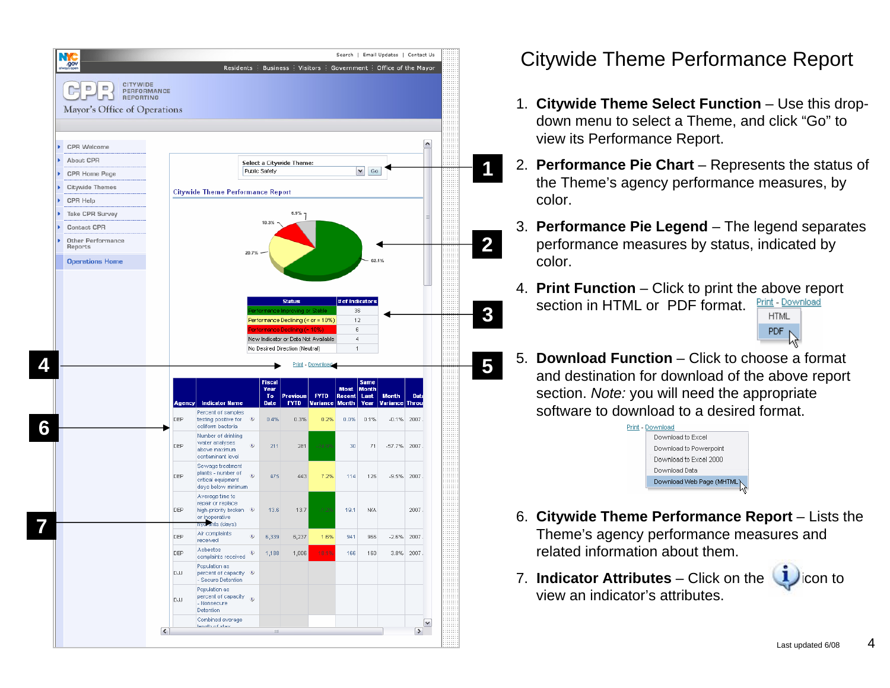# Citywide Theme Performance Report

1. **Citywide Theme Select Function** – Use this drop-down menu to select a Theme, and click "Go" to view its Performance Report.
2. **Performance Pie Chart** – Represents the status of the Theme's agency performance measures, by color.
3. **Performance Pie Legend** – The legend separates performance measures by status, indicated by color.
4. **Print Function** – Click to print the above report section in HTML or PDF format.
5. **Download Function** – Click to choose a format and destination for download of the above report section. *Note:* you will need the appropriate software to download to a desired format.
6. **Citywide Theme Performance Report** – Lists the Theme's agency performance measures and related information about them.
7. **Indicator Attributes** – Click on the icon to view an indicator's attributes.

Last updated 6/08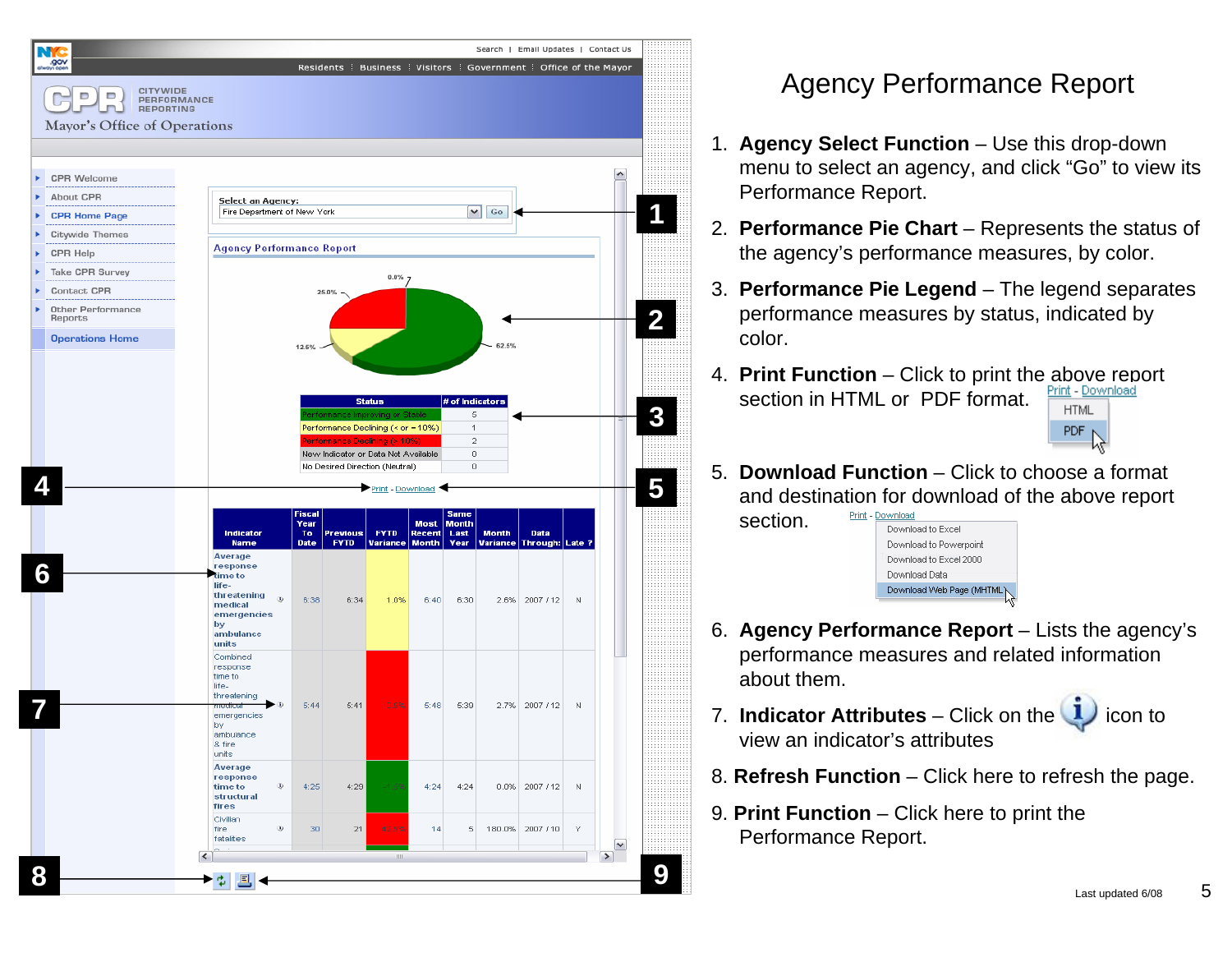# Agency Performance Report

1. **Agency Select Function** – Use this drop-down menu to select an agency, and click "Go" to view its Performance Report.
2. **Performance Pie Chart** – Represents the status of the agency's performance measures, by color.
3. **Performance Pie Legend** – The legend separates performance measures by status, indicated by color.
4. **Print Function** – Click to print the above report section in HTML or PDF format.
5. **Download Function** – Click to choose a format and destination for download of the above report section.
6. **Agency Performance Report** – Lists the agency's performance measures and related information about them.
7. **Indicator Attributes** – Click on the icon to view an indicator's attributes
8. **Refresh Function** – Click here to refresh the page.
9. **Print Function** – Click here to print the Performance Report.

Last updated 6/08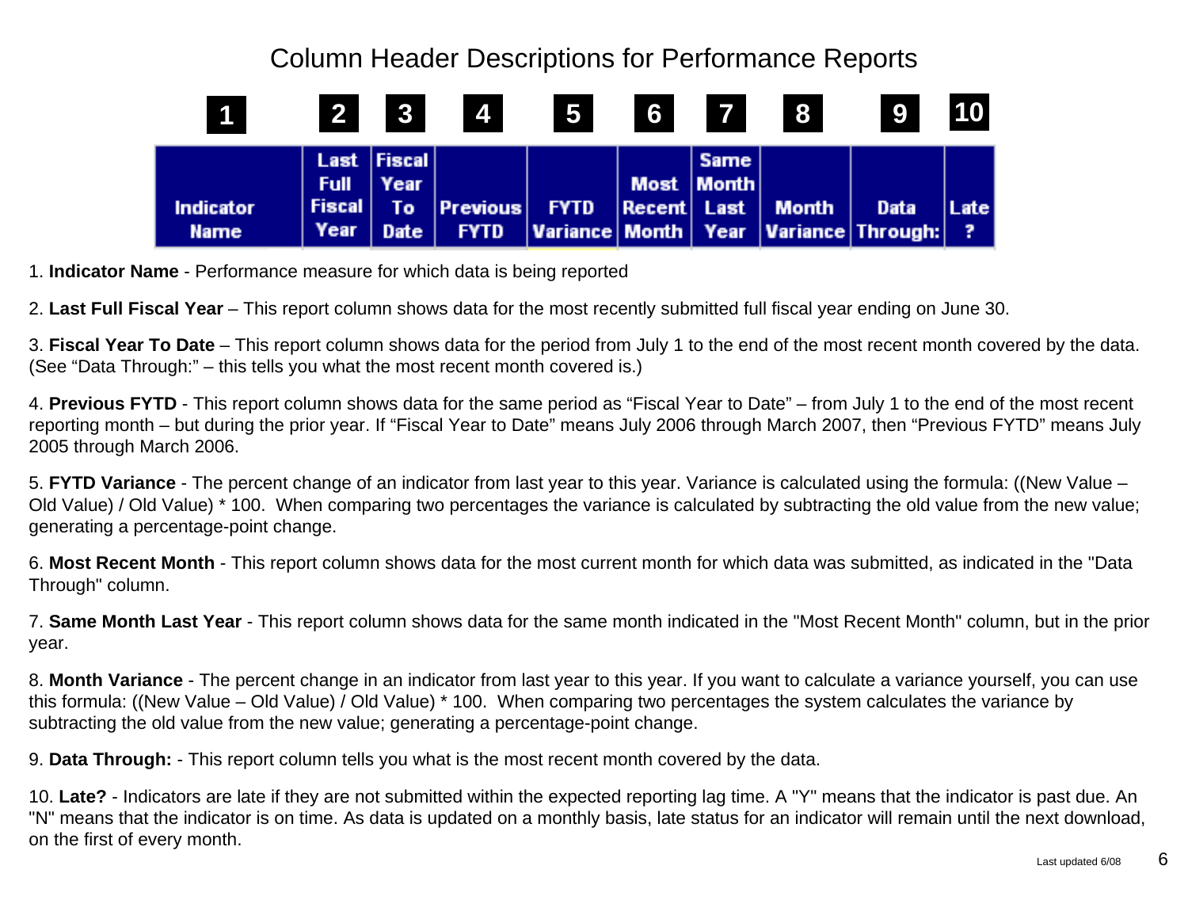# Column Header Descriptions for Performance Reports

| 1 | 2 | 3 | 4 | 5 | 6 | 7 | 8 | 9 | 10 |
|---|---|---|---|---|---|---|---|---|---|
| Indicator Name | Last Full Fiscal Year | Fiscal Year To Date | Previous FYTD | FYTD Variance | Most Recent Month | Same Month Last Year | Month Variance | Data Through: | Late ? |

1. **Indicator Name** - Performance measure for which data is being reported

2. **Last Full Fiscal Year** – This report column shows data for the most recently submitted full fiscal year ending on June 30.

3. **Fiscal Year To Date** – This report column shows data for the period from July 1 to the end of the most recent month covered by the data. (See "Data Through:" – this tells you what the most recent month covered is.)

4. **Previous FYTD** - This report column shows data for the same period as "Fiscal Year to Date" – from July 1 to the end of the most recent reporting month – but during the prior year. If "Fiscal Year to Date" means July 2006 through March 2007, then "Previous FYTD" means July 2005 through March 2006.

5. **FYTD Variance** - The percent change of an indicator from last year to this year. Variance is calculated using the formula: ((New Value – Old Value) / Old Value) * 100. When comparing two percentages the variance is calculated by subtracting the old value from the new value; generating a percentage-point change.

6. **Most Recent Month** - This report column shows data for the most current month for which data was submitted, as indicated in the "Data Through" column.

7. **Same Month Last Year** - This report column shows data for the same month indicated in the "Most Recent Month" column, but in the prior year.

8. **Month Variance** - The percent change in an indicator from last year to this year. If you want to calculate a variance yourself, you can use this formula: ((New Value – Old Value) / Old Value) * 100. When comparing two percentages the system calculates the variance by subtracting the old value from the new value; generating a percentage-point change.

9. **Data Through:** - This report column tells you what is the most recent month covered by the data.

10. **Late?** - Indicators are late if they are not submitted within the expected reporting lag time. A "Y" means that the indicator is past due. An "N" means that the indicator is on time. As data is updated on a monthly basis, late status for an indicator will remain until the next download, on the first of every month.

Last updated 6/08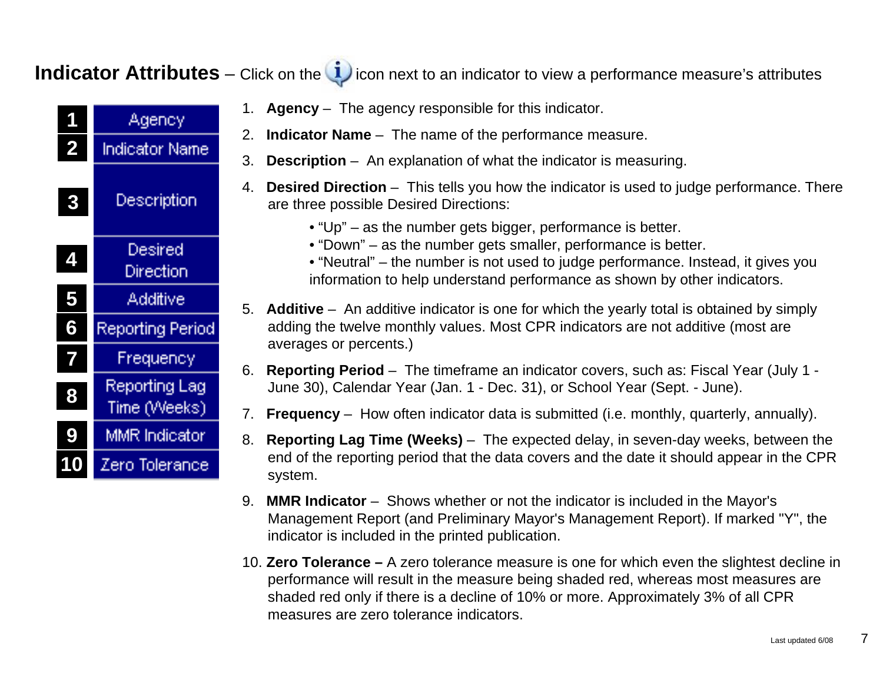## Indicator Attributes – Click on the icon next to an indicator to view a performance measure's attributes

| | |
|---|---|
| 1 | Agency |
| 2 | Indicator Name |
| 3 | Description |
| 4 | Desired Direction |
| 5 | Additive |
| 6 | Reporting Period |
| 7 | Frequency |
| 8 | Reporting Lag Time (Weeks) |
| 9 | MMR Indicator |
| 10 | Zero Tolerance |

1. **Agency** – The agency responsible for this indicator.
2. **Indicator Name** – The name of the performance measure.
3. **Description** – An explanation of what the indicator is measuring.
4. **Desired Direction** – This tells you how the indicator is used to judge performance. There are three possible Desired Directions:
   - "Up" – as the number gets bigger, performance is better.
   - "Down" – as the number gets smaller, performance is better.
   - "Neutral" – the number is not used to judge performance. Instead, it gives you information to help understand performance as shown by other indicators.
5. **Additive** – An additive indicator is one for which the yearly total is obtained by simply adding the twelve monthly values. Most CPR indicators are not additive (most are averages or percents.)
6. **Reporting Period** – The timeframe an indicator covers, such as: Fiscal Year (July 1 - June 30), Calendar Year (Jan. 1 - Dec. 31), or School Year (Sept. - June).
7. **Frequency** – How often indicator data is submitted (i.e. monthly, quarterly, annually).
8. **Reporting Lag Time (Weeks)** – The expected delay, in seven-day weeks, between the end of the reporting period that the data covers and the date it should appear in the CPR system.
9. **MMR Indicator** – Shows whether or not the indicator is included in the Mayor's Management Report (and Preliminary Mayor's Management Report). If marked "Y", the indicator is included in the printed publication.
10. **Zero Tolerance –** A zero tolerance measure is one for which even the slightest decline in performance will result in the measure being shaded red, whereas most measures are shaded red only if there is a decline of 10% or more. Approximately 3% of all CPR measures are zero tolerance indicators.

Last updated 6/08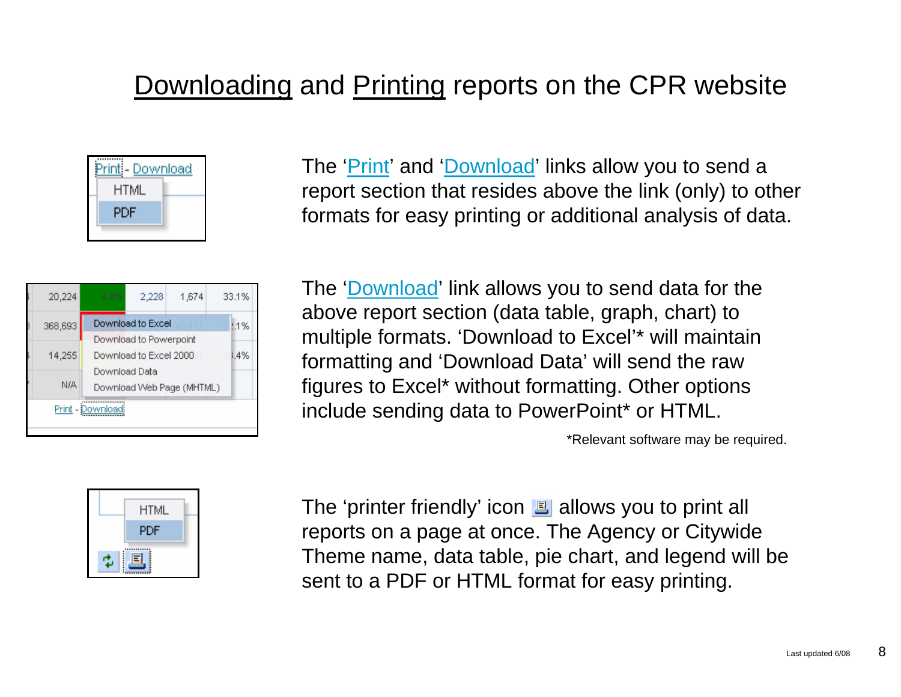# Downloading and Printing reports on the CPR website

The 'Print' and 'Download' links allow you to send a report section that resides above the link (only) to other formats for easy printing or additional analysis of data.

The 'Download' link allows you to send data for the above report section (data table, graph, chart) to multiple formats. 'Download to Excel'* will maintain formatting and 'Download Data' will send the raw figures to Excel* without formatting. Other options include sending data to PowerPoint* or HTML.

*Relevant software may be required.

The 'printer friendly' icon allows you to print all reports on a page at once. The Agency or Citywide Theme name, data table, pie chart, and legend will be sent to a PDF or HTML format for easy printing.

Last updated 6/08